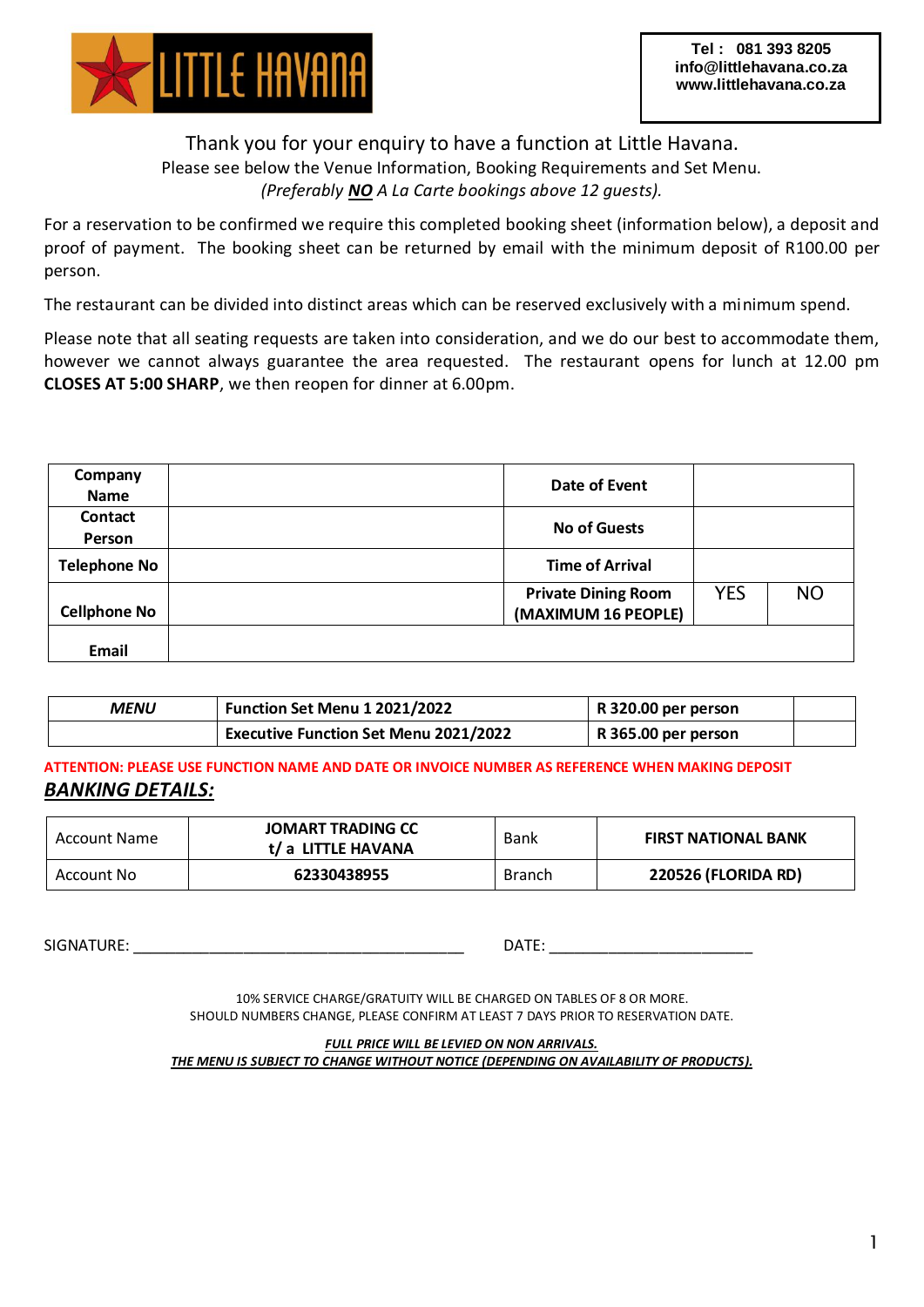**LITTLE HAVANA**

Tel : 081 393 8205
info@littlehavana.co.za
www.littlehavana.co.za

Thank you for your enquiry to have a function at Little Havana.
Please see below the Venue Information, Booking Requirements and Set Menu.
*(Preferably **NO** A La Carte bookings above 12 guests).*

For a reservation to be confirmed we require this completed booking sheet (information below), a deposit and proof of payment. The booking sheet can be returned by email with the minimum deposit of R100.00 per person.

The restaurant can be divided into distinct areas which can be reserved exclusively with a minimum spend.

Please note that all seating requests are taken into consideration, and we do our best to accommodate them, however we cannot always guarantee the area requested. The restaurant opens for lunch at 12.00 pm **CLOSES AT 5:00 SHARP**, we then reopen for dinner at 6.00pm.

| **Company Name** | | **Date of Event** | | |
|---|---|---|---|---|
| **Contact Person** | | **No of Guests** | | |
| **Telephone No** | | **Time of Arrival** | | |
| **Cellphone No** | | **Private Dining Room (MAXIMUM 16 PEOPLE)** | YES | NO |
| **Email** | | | | |

| ***MENU*** | **Function Set Menu 1 2021/2022** | **R 320.00 per person** | |
|---|---|---|---|
| | **Executive Function Set Menu 2021/2022** | **R 365.00 per person** | |

**ATTENTION: PLEASE USE FUNCTION NAME AND DATE OR INVOICE NUMBER AS REFERENCE WHEN MAKING DEPOSIT**

***BANKING DETAILS:***

| Account Name | **JOMART TRADING CC t/ a LITTLE HAVANA** | Bank | **FIRST NATIONAL BANK** |
|---|---|---|---|
| Account No | **62330438955** | Branch | **220526 (FLORIDA RD)** |

SIGNATURE: _______________________________________ DATE: ________________________

10% SERVICE CHARGE/GRATUITY WILL BE CHARGED ON TABLES OF 8 OR MORE.
SHOULD NUMBERS CHANGE, PLEASE CONFIRM AT LEAST 7 DAYS PRIOR TO RESERVATION DATE.

***FULL PRICE WILL BE LEVIED ON NON ARRIVALS.***
***THE MENU IS SUBJECT TO CHANGE WITHOUT NOTICE (DEPENDING ON AVAILABILITY OF PRODUCTS).***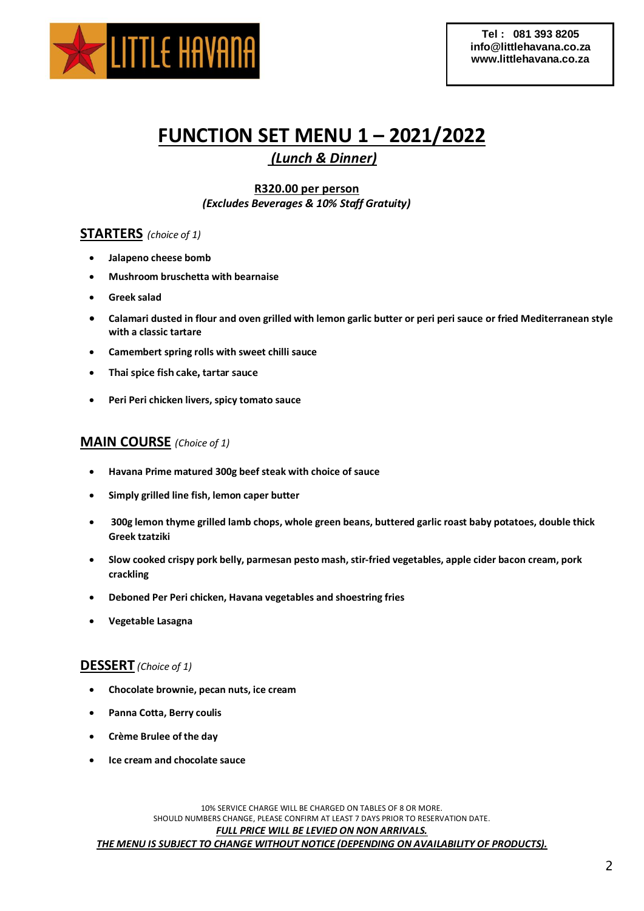LITTLE HAVANA

**Tel : 081 393 8205**
**info@littlehavana.co.za**
**www.littlehavana.co.za**

# FUNCTION SET MENU 1 – 2021/2022

## *(Lunch & Dinner)*

**R320.00 per person**
***(Excludes Beverages & 10% Staff Gratuity)***

## STARTERS *(choice of 1)*

- **Jalapeno cheese bomb**
- **Mushroom bruschetta with bearnaise**
- **Greek salad**
- **Calamari dusted in flour and oven grilled with lemon garlic butter or peri peri sauce or fried Mediterranean style with a classic tartare**
- **Camembert spring rolls with sweet chilli sauce**
- **Thai spice fish cake, tartar sauce**
- **Peri Peri chicken livers, spicy tomato sauce**

## MAIN COURSE *(Choice of 1)*

- **Havana Prime matured 300g beef steak with choice of sauce**
- **Simply grilled line fish, lemon caper butter**
- **300g lemon thyme grilled lamb chops, whole green beans, buttered garlic roast baby potatoes, double thick Greek tzatziki**
- **Slow cooked crispy pork belly, parmesan pesto mash, stir-fried vegetables, apple cider bacon cream, pork crackling**
- **Deboned Per Peri chicken, Havana vegetables and shoestring fries**
- **Vegetable Lasagna**

## DESSERT *(Choice of 1)*

- **Chocolate brownie, pecan nuts, ice cream**
- **Panna Cotta, Berry coulis**
- **Crème Brulee of the day**
- **Ice cream and chocolate sauce**

10% SERVICE CHARGE WILL BE CHARGED ON TABLES OF 8 OR MORE.
SHOULD NUMBERS CHANGE, PLEASE CONFIRM AT LEAST 7 DAYS PRIOR TO RESERVATION DATE.
***FULL PRICE WILL BE LEVIED ON NON ARRIVALS.***
***THE MENU IS SUBJECT TO CHANGE WITHOUT NOTICE (DEPENDING ON AVAILABILITY OF PRODUCTS).***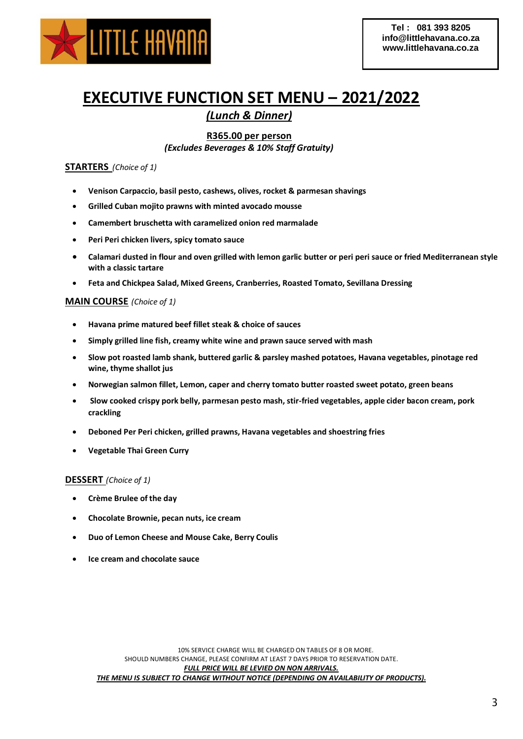**LITTLE HAVANA**

**Tel : 081 393 8205**
**info@littlehavana.co.za**
**www.littlehavana.co.za**

# EXECUTIVE FUNCTION SET MENU – 2021/2022

***(Lunch & Dinner)***

**R365.00 per person**

***(Excludes Beverages & 10% Staff Gratuity)***

## STARTERS *(Choice of 1)*

- **Venison Carpaccio, basil pesto, cashews, olives, rocket & parmesan shavings**
- **Grilled Cuban mojito prawns with minted avocado mousse**
- **Camembert bruschetta with caramelized onion red marmalade**
- **Peri Peri chicken livers, spicy tomato sauce**
- **Calamari dusted in flour and oven grilled with lemon garlic butter or peri peri sauce or fried Mediterranean style with a classic tartare**
- **Feta and Chickpea Salad, Mixed Greens, Cranberries, Roasted Tomato, Sevillana Dressing**

## MAIN COURSE *(Choice of 1)*

- **Havana prime matured beef fillet steak & choice of sauces**
- **Simply grilled line fish, creamy white wine and prawn sauce served with mash**
- **Slow pot roasted lamb shank, buttered garlic & parsley mashed potatoes, Havana vegetables, pinotage red wine, thyme shallot jus**
- **Norwegian salmon fillet, Lemon, caper and cherry tomato butter roasted sweet potato, green beans**
- **Slow cooked crispy pork belly, parmesan pesto mash, stir-fried vegetables, apple cider bacon cream, pork crackling**
- **Deboned Per Peri chicken, grilled prawns, Havana vegetables and shoestring fries**
- **Vegetable Thai Green Curry**

## DESSERT *(Choice of 1)*

- **Crème Brulee of the day**
- **Chocolate Brownie, pecan nuts, ice cream**
- **Duo of Lemon Cheese and Mouse Cake, Berry Coulis**
- **Ice cream and chocolate sauce**

10% SERVICE CHARGE WILL BE CHARGED ON TABLES OF 8 OR MORE.
SHOULD NUMBERS CHANGE, PLEASE CONFIRM AT LEAST 7 DAYS PRIOR TO RESERVATION DATE.
***FULL PRICE WILL BE LEVIED ON NON ARRIVALS.***
***THE MENU IS SUBJECT TO CHANGE WITHOUT NOTICE (DEPENDING ON AVAILABILITY OF PRODUCTS).***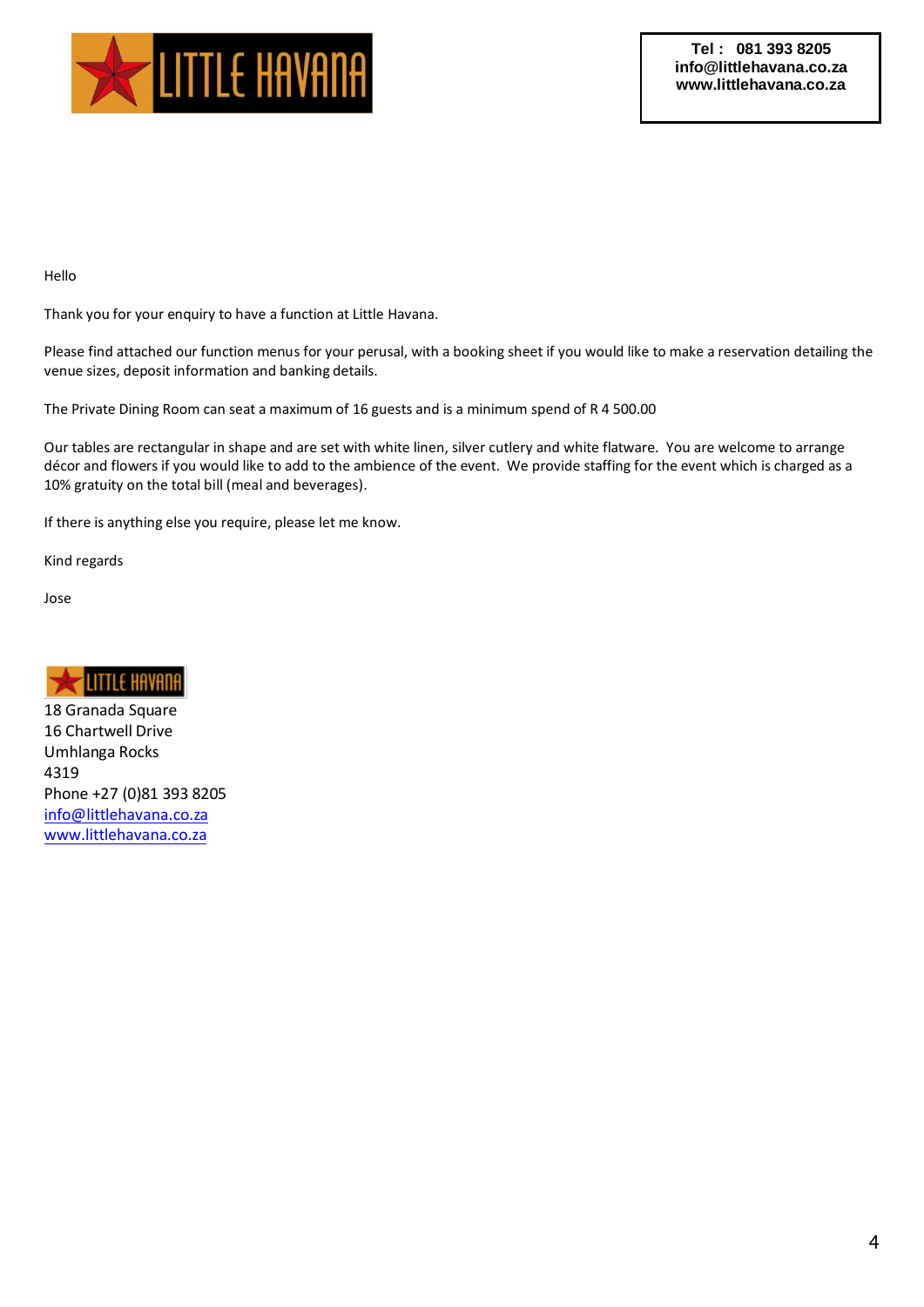LITTLE HAVANA

Tel : 081 393 8205
info@littlehavana.co.za
www.littlehavana.co.za

Hello

Thank you for your enquiry to have a function at Little Havana.

Please find attached our function menus for your perusal, with a booking sheet if you would like to make a reservation detailing the venue sizes, deposit information and banking details.

The Private Dining Room can seat a maximum of 16 guests and is a minimum spend of R 4 500.00

Our tables are rectangular in shape and are set with white linen, silver cutlery and white flatware. You are welcome to arrange décor and flowers if you would like to add to the ambience of the event. We provide staffing for the event which is charged as a 10% gratuity on the total bill (meal and beverages).

If there is anything else you require, please let me know.

Kind regards

Jose

LITTLE HAVANA

18 Granada Square
16 Chartwell Drive
Umhlanga Rocks
4319
Phone +27 (0)81 393 8205
info@littlehavana.co.za
www.littlehavana.co.za